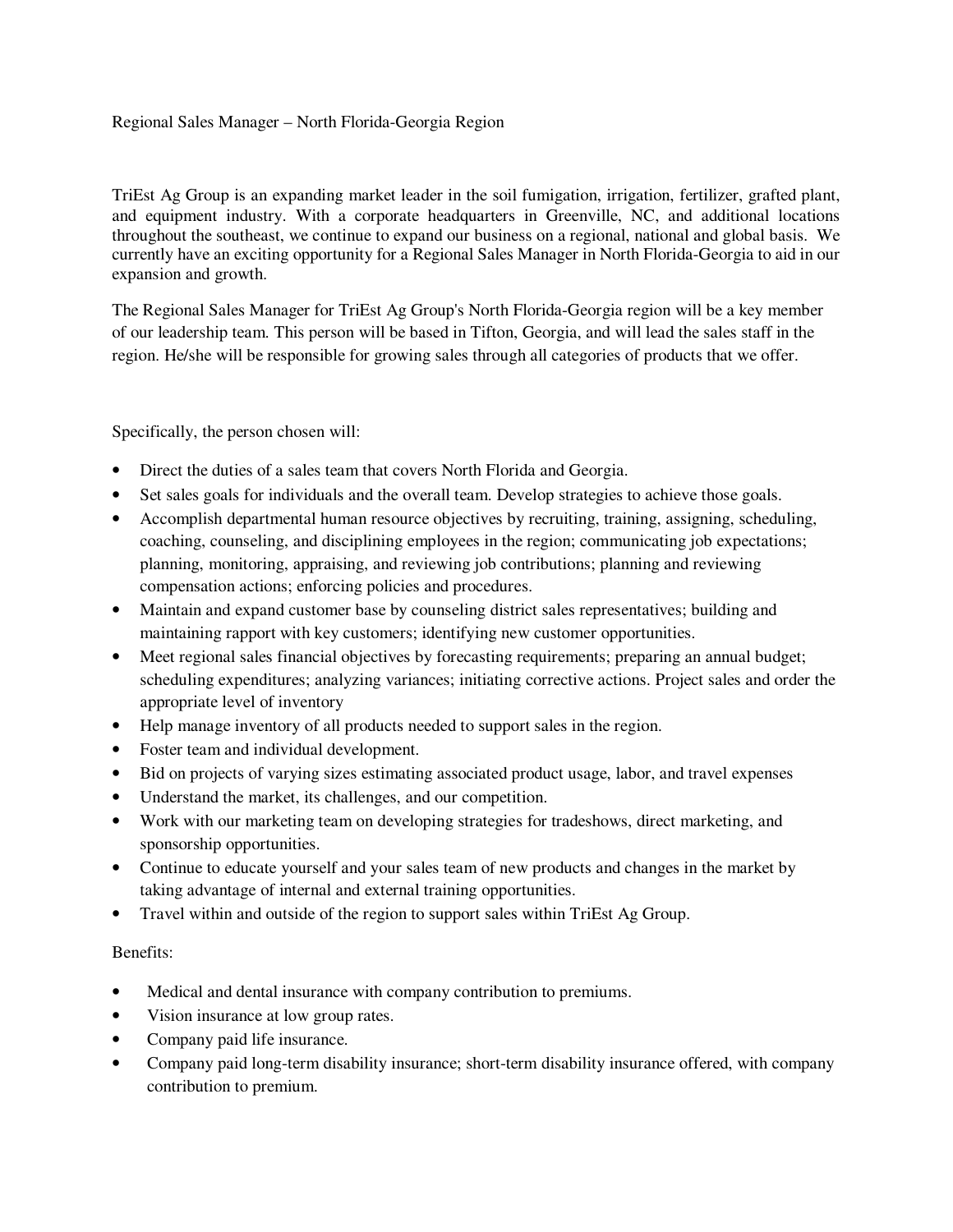# Regional Sales Manager – North Florida-Georgia Region

TriEst Ag Group is an expanding market leader in the soil fumigation, irrigation, fertilizer, grafted plant, and equipment industry. With a corporate headquarters in Greenville, NC, and additional locations throughout the southeast, we continue to expand our business on a regional, national and global basis. We currently have an exciting opportunity for a Regional Sales Manager in North Florida-Georgia to aid in our expansion and growth.

The Regional Sales Manager for TriEst Ag Group's North Florida-Georgia region will be a key member of our leadership team. This person will be based in Tifton, Georgia, and will lead the sales staff in the region. He/she will be responsible for growing sales through all categories of products that we offer.

Specifically, the person chosen will:

- Direct the duties of a sales team that covers North Florida and Georgia.
- Set sales goals for individuals and the overall team. Develop strategies to achieve those goals.
- Accomplish departmental human resource objectives by recruiting, training, assigning, scheduling, coaching, counseling, and disciplining employees in the region; communicating job expectations; planning, monitoring, appraising, and reviewing job contributions; planning and reviewing compensation actions; enforcing policies and procedures.
- Maintain and expand customer base by counseling district sales representatives; building and maintaining rapport with key customers; identifying new customer opportunities.
- Meet regional sales financial objectives by forecasting requirements; preparing an annual budget; scheduling expenditures; analyzing variances; initiating corrective actions. Project sales and order the appropriate level of inventory
- Help manage inventory of all products needed to support sales in the region.
- Foster team and individual development.
- Bid on projects of varying sizes estimating associated product usage, labor, and travel expenses
- Understand the market, its challenges, and our competition.
- Work with our marketing team on developing strategies for tradeshows, direct marketing, and sponsorship opportunities.
- Continue to educate yourself and your sales team of new products and changes in the market by taking advantage of internal and external training opportunities.
- Travel within and outside of the region to support sales within TriEst Ag Group.

Benefits:

- Medical and dental insurance with company contribution to premiums.
- Vision insurance at low group rates.
- Company paid life insurance.
- Company paid long-term disability insurance; short-term disability insurance offered, with company contribution to premium.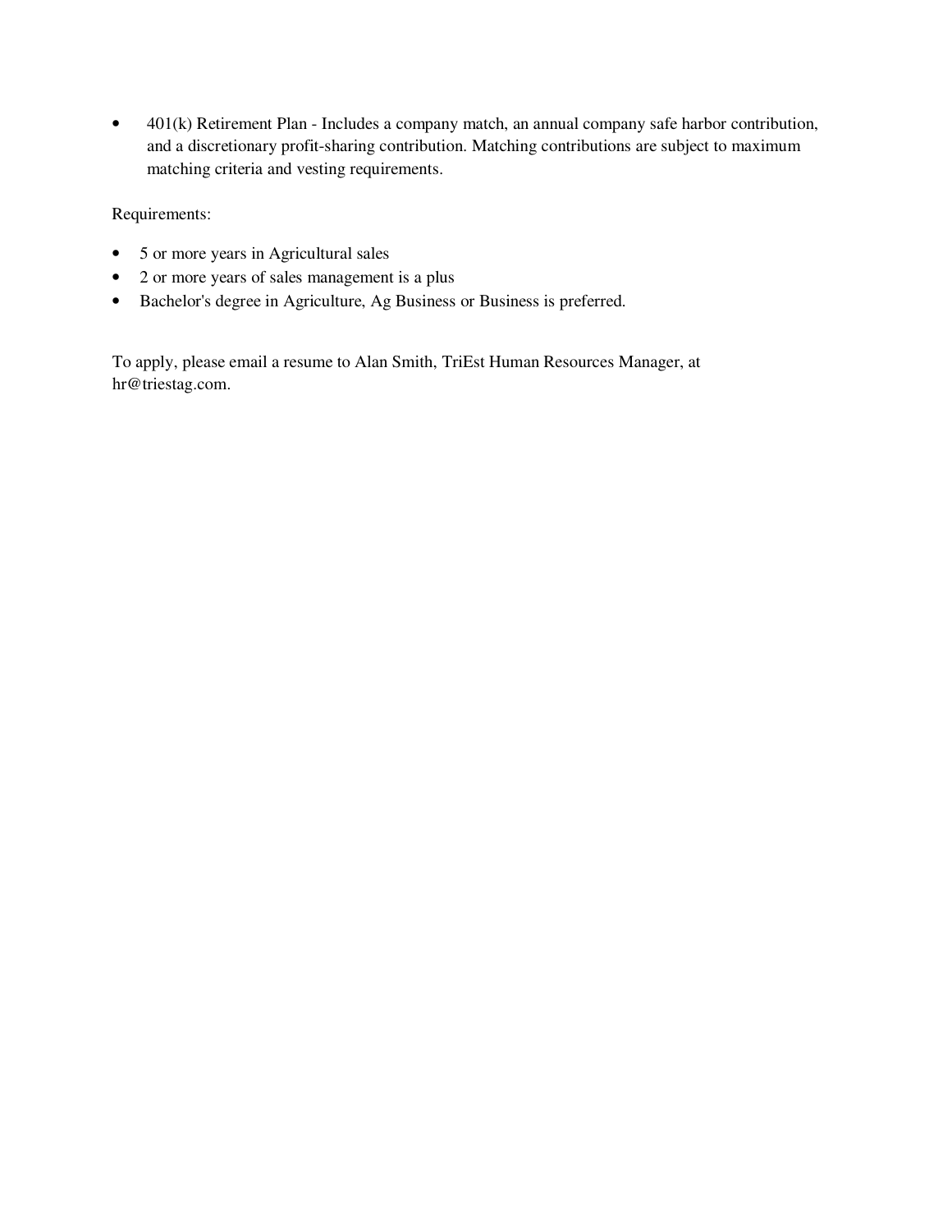- 401(k) Retirement Plan - Includes a company match, an annual company safe harbor contribution, and a discretionary profit-sharing contribution. Matching contributions are subject to maximum matching criteria and vesting requirements.

Requirements:

- 5 or more years in Agricultural sales
- 2 or more years of sales management is a plus
- Bachelor's degree in Agriculture, Ag Business or Business is preferred.

To apply, please email a resume to Alan Smith, TriEst Human Resources Manager, at hr@triestag.com.